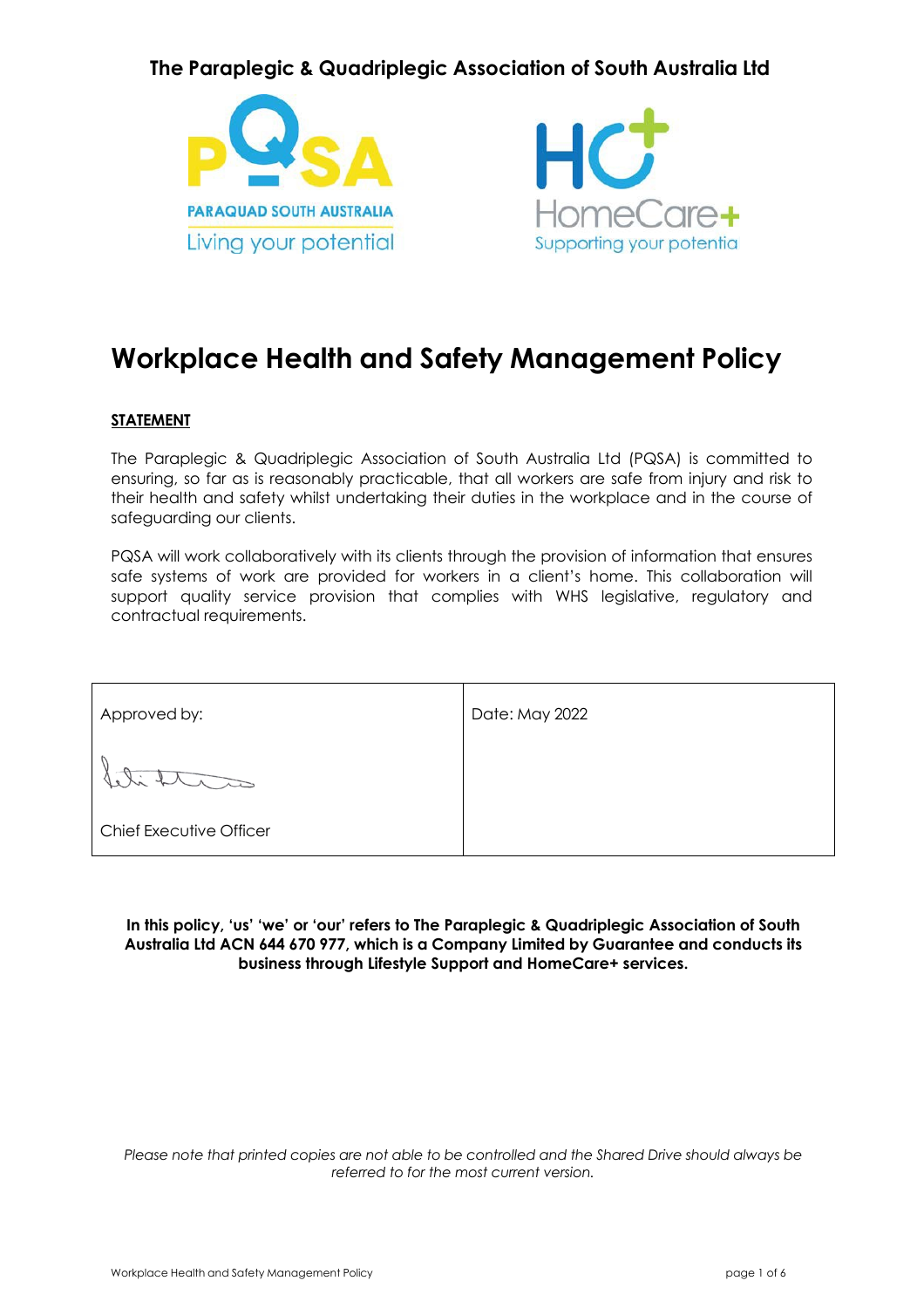**The Paraplegic & Quadriplegic Association of South Australia Ltd**

PARAQUAD SOUTH AUSTRALIA

Living your potential

HomeCare+

Supporting your potentia

# Workplace Health and Safety Management Policy

## STATEMENT

The Paraplegic & Quadriplegic Association of South Australia Ltd (PQSA) is committed to ensuring, so far as is reasonably practicable, that all workers are safe from injury and risk to their health and safety whilst undertaking their duties in the workplace and in the course of safeguarding our clients.

PQSA will work collaboratively with its clients through the provision of information that ensures safe systems of work are provided for workers in a client's home. This collaboration will support quality service provision that complies with WHS legislative, regulatory and contractual requirements.

| Approved by: | Date: May 2022 |
| --- | --- |
| Chief Executive Officer | |

**In this policy, 'us' 'we' or 'our' refers to The Paraplegic & Quadriplegic Association of South Australia Ltd ACN 644 670 977, which is a Company Limited by Guarantee and conducts its business through Lifestyle Support and HomeCare+ services.**

*Please note that printed copies are not able to be controlled and the Shared Drive should always be referred to for the most current version.*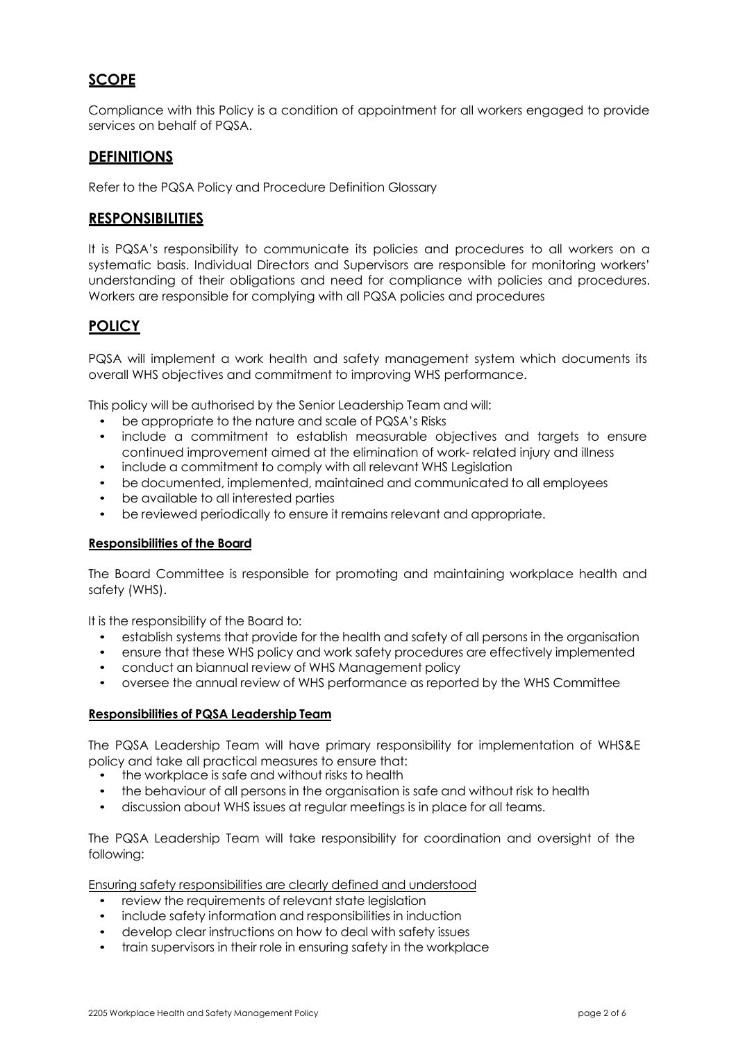## SCOPE

Compliance with this Policy is a condition of appointment for all workers engaged to provide services on behalf of PQSA.

## DEFINITIONS

Refer to the PQSA Policy and Procedure Definition Glossary

## RESPONSIBILITIES

It is PQSA's responsibility to communicate its policies and procedures to all workers on a systematic basis. Individual Directors and Supervisors are responsible for monitoring workers' understanding of their obligations and need for compliance with policies and procedures. Workers are responsible for complying with all PQSA policies and procedures

## POLICY

PQSA will implement a work health and safety management system which documents its overall WHS objectives and commitment to improving WHS performance.

This policy will be authorised by the Senior Leadership Team and will:

- be appropriate to the nature and scale of PQSA's Risks
- include a commitment to establish measurable objectives and targets to ensure continued improvement aimed at the elimination of work- related injury and illness
- include a commitment to comply with all relevant WHS Legislation
- be documented, implemented, maintained and communicated to all employees
- be available to all interested parties
- be reviewed periodically to ensure it remains relevant and appropriate.

### Responsibilities of the Board

The Board Committee is responsible for promoting and maintaining workplace health and safety (WHS).

It is the responsibility of the Board to:

- establish systems that provide for the health and safety of all persons in the organisation
- ensure that these WHS policy and work safety procedures are effectively implemented
- conduct an biannual review of WHS Management policy
- oversee the annual review of WHS performance as reported by the WHS Committee

### Responsibilities of PQSA Leadership Team

The PQSA Leadership Team will have primary responsibility for implementation of WHS&E policy and take all practical measures to ensure that:

- the workplace is safe and without risks to health
- the behaviour of all persons in the organisation is safe and without risk to health
- discussion about WHS issues at regular meetings is in place for all teams.

The PQSA Leadership Team will take responsibility for coordination and oversight of the following:

Ensuring safety responsibilities are clearly defined and understood

- review the requirements of relevant state legislation
- include safety information and responsibilities in induction
- develop clear instructions on how to deal with safety issues
- train supervisors in their role in ensuring safety in the workplace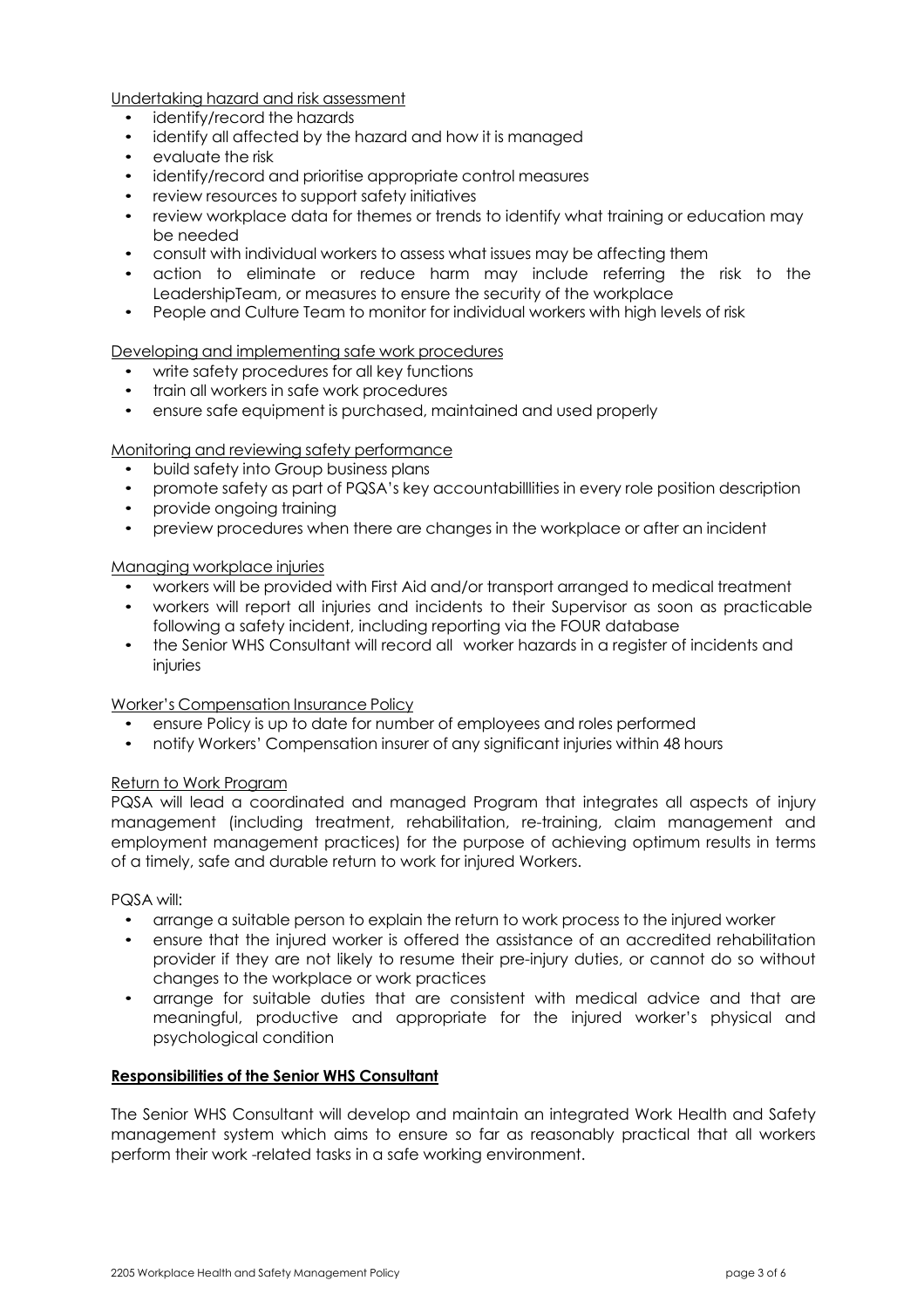Undertaking hazard and risk assessment

- identify/record the hazards
- identify all affected by the hazard and how it is managed
- evaluate the risk
- identify/record and prioritise appropriate control measures
- review resources to support safety initiatives
- review workplace data for themes or trends to identify what training or education may be needed
- consult with individual workers to assess what issues may be affecting them
- action to eliminate or reduce harm may include referring the risk to the LeadershipTeam, or measures to ensure the security of the workplace
- People and Culture Team to monitor for individual workers with high levels of risk

Developing and implementing safe work procedures

- write safety procedures for all key functions
- train all workers in safe work procedures
- ensure safe equipment is purchased, maintained and used properly

Monitoring and reviewing safety performance

- build safety into Group business plans
- promote safety as part of PQSA's key accountabilllities in every role position description
- provide ongoing training
- preview procedures when there are changes in the workplace or after an incident

Managing workplace injuries

- workers will be provided with First Aid and/or transport arranged to medical treatment
- workers will report all injuries and incidents to their Supervisor as soon as practicable following a safety incident, including reporting via the FOUR database
- the Senior WHS Consultant will record all worker hazards in a register of incidents and injuries

Worker's Compensation Insurance Policy

- ensure Policy is up to date for number of employees and roles performed
- notify Workers' Compensation insurer of any significant injuries within 48 hours

Return to Work Program

PQSA will lead a coordinated and managed Program that integrates all aspects of injury management (including treatment, rehabilitation, re-training, claim management and employment management practices) for the purpose of achieving optimum results in terms of a timely, safe and durable return to work for injured Workers.

PQSA will:

- arrange a suitable person to explain the return to work process to the injured worker
- ensure that the injured worker is offered the assistance of an accredited rehabilitation provider if they are not likely to resume their pre-injury duties, or cannot do so without changes to the workplace or work practices
- arrange for suitable duties that are consistent with medical advice and that are meaningful, productive and appropriate for the injured worker's physical and psychological condition

**Responsibilities of the Senior WHS Consultant**

The Senior WHS Consultant will develop and maintain an integrated Work Health and Safety management system which aims to ensure so far as reasonably practical that all workers perform their work -related tasks in a safe working environment.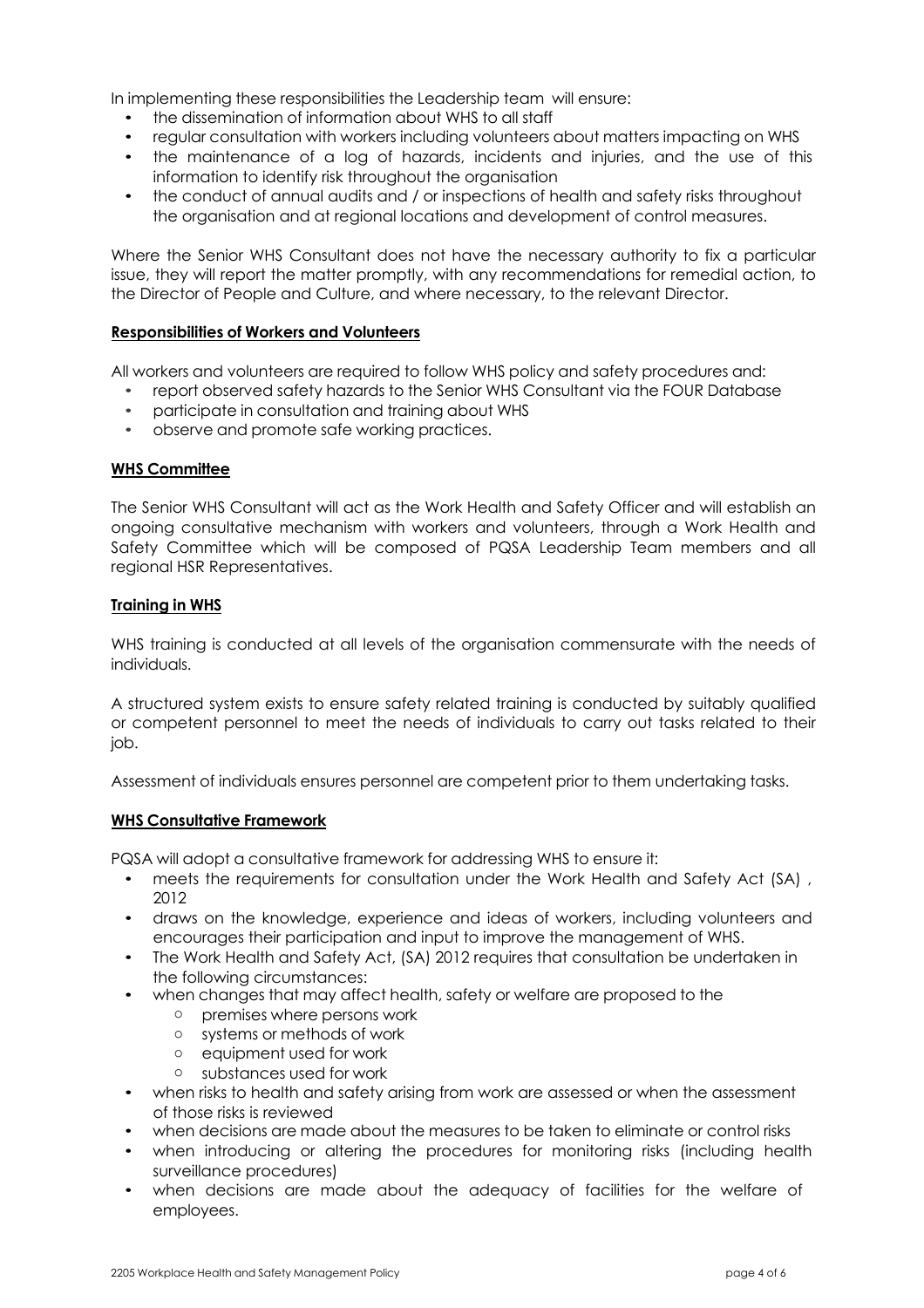In implementing these responsibilities the Leadership team will ensure:

- the dissemination of information about WHS to all staff
- regular consultation with workers including volunteers about matters impacting on WHS
- the maintenance of a log of hazards, incidents and injuries, and the use of this information to identify risk throughout the organisation
- the conduct of annual audits and / or inspections of health and safety risks throughout the organisation and at regional locations and development of control measures.

Where the Senior WHS Consultant does not have the necessary authority to fix a particular issue, they will report the matter promptly, with any recommendations for remedial action, to the Director of People and Culture, and where necessary, to the relevant Director.

## Responsibilities of Workers and Volunteers

All workers and volunteers are required to follow WHS policy and safety procedures and:

- report observed safety hazards to the Senior WHS Consultant via the FOUR Database
- participate in consultation and training about WHS
- observe and promote safe working practices.

## WHS Committee

The Senior WHS Consultant will act as the Work Health and Safety Officer and will establish an ongoing consultative mechanism with workers and volunteers, through a Work Health and Safety Committee which will be composed of PQSA Leadership Team members and all regional HSR Representatives.

## Training in WHS

WHS training is conducted at all levels of the organisation commensurate with the needs of individuals.

A structured system exists to ensure safety related training is conducted by suitably qualified or competent personnel to meet the needs of individuals to carry out tasks related to their job.

Assessment of individuals ensures personnel are competent prior to them undertaking tasks.

## WHS Consultative Framework

PQSA will adopt a consultative framework for addressing WHS to ensure it:

- meets the requirements for consultation under the Work Health and Safety Act (SA) , 2012
- draws on the knowledge, experience and ideas of workers, including volunteers and encourages their participation and input to improve the management of WHS.
- The Work Health and Safety Act, (SA) 2012 requires that consultation be undertaken in the following circumstances:
- when changes that may affect health, safety or welfare are proposed to the
  - premises where persons work
  - systems or methods of work
  - equipment used for work
  - substances used for work
- when risks to health and safety arising from work are assessed or when the assessment of those risks is reviewed
- when decisions are made about the measures to be taken to eliminate or control risks
- when introducing or altering the procedures for monitoring risks (including health surveillance procedures)
- when decisions are made about the adequacy of facilities for the welfare of employees.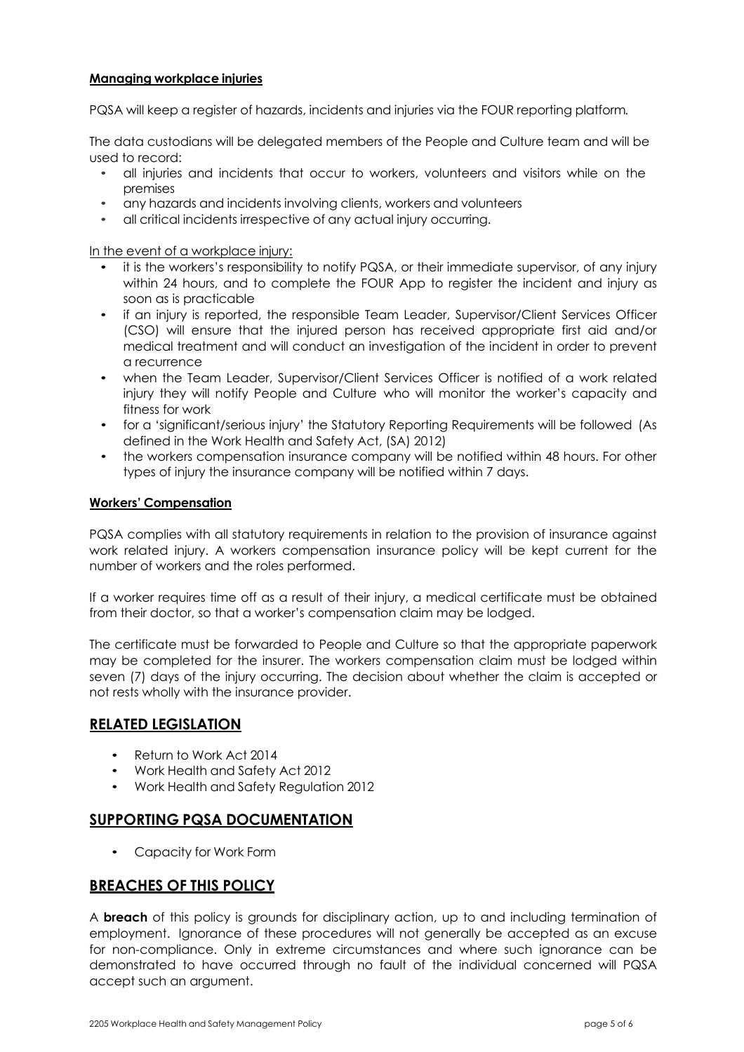#### Managing workplace injuries

PQSA will keep a register of hazards, incidents and injuries via the FOUR reporting platform.

The data custodians will be delegated members of the People and Culture team and will be used to record:

- all injuries and incidents that occur to workers, volunteers and visitors while on the premises
- any hazards and incidents involving clients, workers and volunteers
- all critical incidents irrespective of any actual injury occurring.

In the event of a workplace injury:

- it is the workers's responsibility to notify PQSA, or their immediate supervisor, of any injury within 24 hours, and to complete the FOUR App to register the incident and injury as soon as is practicable
- if an injury is reported, the responsible Team Leader, Supervisor/Client Services Officer (CSO) will ensure that the injured person has received appropriate first aid and/or medical treatment and will conduct an investigation of the incident in order to prevent a recurrence
- when the Team Leader, Supervisor/Client Services Officer is notified of a work related injury they will notify People and Culture who will monitor the worker's capacity and fitness for work
- for a 'significant/serious injury' the Statutory Reporting Requirements will be followed (As defined in the Work Health and Safety Act, (SA) 2012)
- the workers compensation insurance company will be notified within 48 hours. For other types of injury the insurance company will be notified within 7 days.

#### Workers' Compensation

PQSA complies with all statutory requirements in relation to the provision of insurance against work related injury. A workers compensation insurance policy will be kept current for the number of workers and the roles performed.

If a worker requires time off as a result of their injury, a medical certificate must be obtained from their doctor, so that a worker's compensation claim may be lodged.

The certificate must be forwarded to People and Culture so that the appropriate paperwork may be completed for the insurer. The workers compensation claim must be lodged within seven (7) days of the injury occurring. The decision about whether the claim is accepted or not rests wholly with the insurance provider.

## RELATED LEGISLATION

- Return to Work Act 2014
- Work Health and Safety Act 2012
- Work Health and Safety Regulation 2012

## SUPPORTING PQSA DOCUMENTATION

- Capacity for Work Form

## BREACHES OF THIS POLICY

A **breach** of this policy is grounds for disciplinary action, up to and including termination of employment. Ignorance of these procedures will not generally be accepted as an excuse for non-compliance. Only in extreme circumstances and where such ignorance can be demonstrated to have occurred through no fault of the individual concerned will PQSA accept such an argument.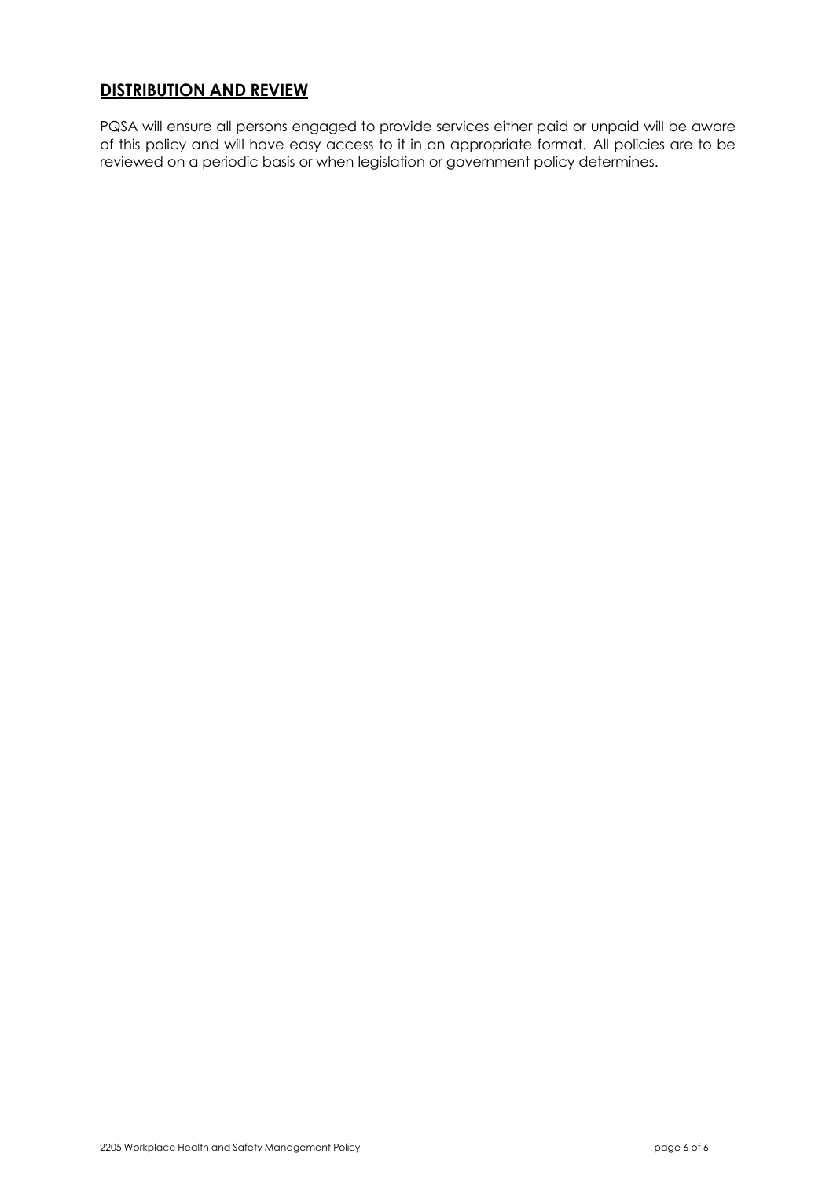## **DISTRIBUTION AND REVIEW**

PQSA will ensure all persons engaged to provide services either paid or unpaid will be aware of this policy and will have easy access to it in an appropriate format. All policies are to be reviewed on a periodic basis or when legislation or government policy determines.